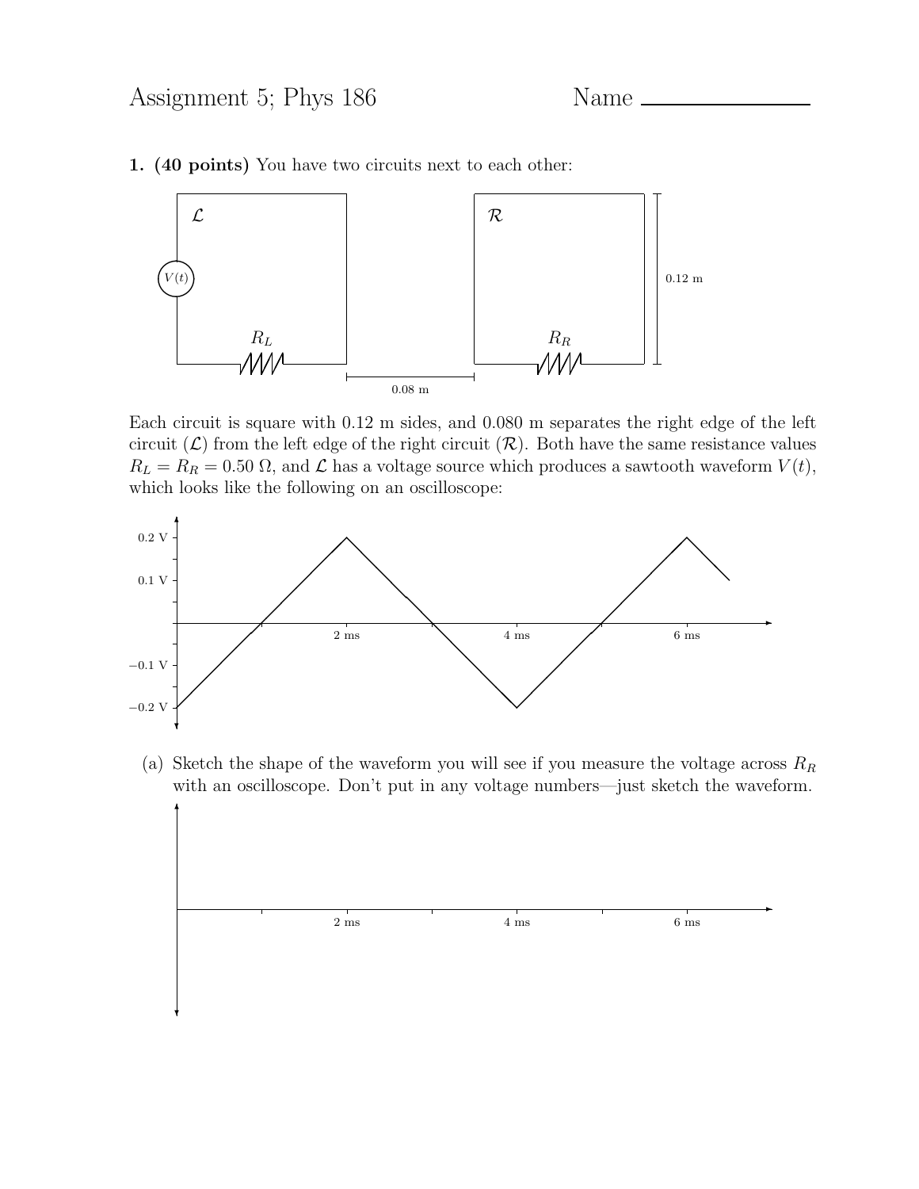# Assignment 5; Phys 186

Name \_\_\_\_\_\_\_\_\_\_\_\_\_\_\_\_

**1. (40 points)** You have two circuits next to each other:

Each circuit is square with 0.12 m sides, and 0.080 m separates the right edge of the left circuit ($\mathcal{L}$) from the left edge of the right circuit ($\mathcal{R}$). Both have the same resistance values $R_L = R_R = 0.50\ \Omega$, and $\mathcal{L}$ has a voltage source which produces a sawtooth waveform $V(t)$, which looks like the following on an oscilloscope:

(a) Sketch the shape of the waveform you will see if you measure the voltage across $R_R$ with an oscilloscope. Don't put in any voltage numbers—just sketch the waveform.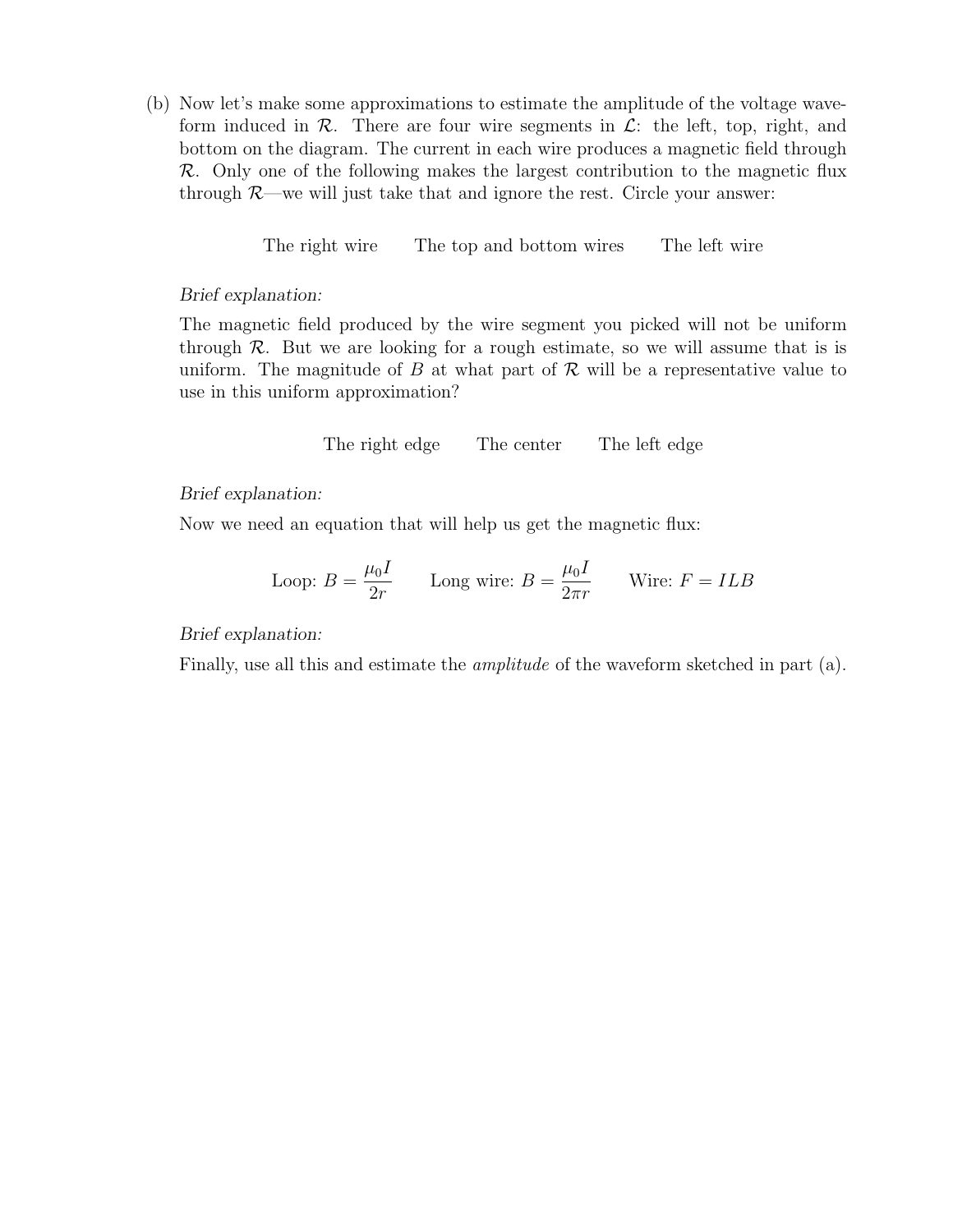(b) Now let's make some approximations to estimate the amplitude of the voltage waveform induced in $\mathcal{R}$. There are four wire segments in $\mathcal{L}$: the left, top, right, and bottom on the diagram. The current in each wire produces a magnetic field through $\mathcal{R}$. Only one of the following makes the largest contribution to the magnetic flux through $\mathcal{R}$—we will just take that and ignore the rest. Circle your answer:

The right wire    The top and bottom wires    The left wire

*Brief explanation:*

The magnetic field produced by the wire segment you picked will not be uniform through $\mathcal{R}$. But we are looking for a rough estimate, so we will assume that is is uniform. The magnitude of $B$ at what part of $\mathcal{R}$ will be a representative value to use in this uniform approximation?

The right edge    The center    The left edge

*Brief explanation:*

Now we need an equation that will help us get the magnetic flux:

$$\text{Loop: } B = \frac{\mu_0 I}{2r} \qquad \text{Long wire: } B = \frac{\mu_0 I}{2\pi r} \qquad \text{Wire: } F = ILB$$

*Brief explanation:*

Finally, use all this and estimate the *amplitude* of the waveform sketched in part (a).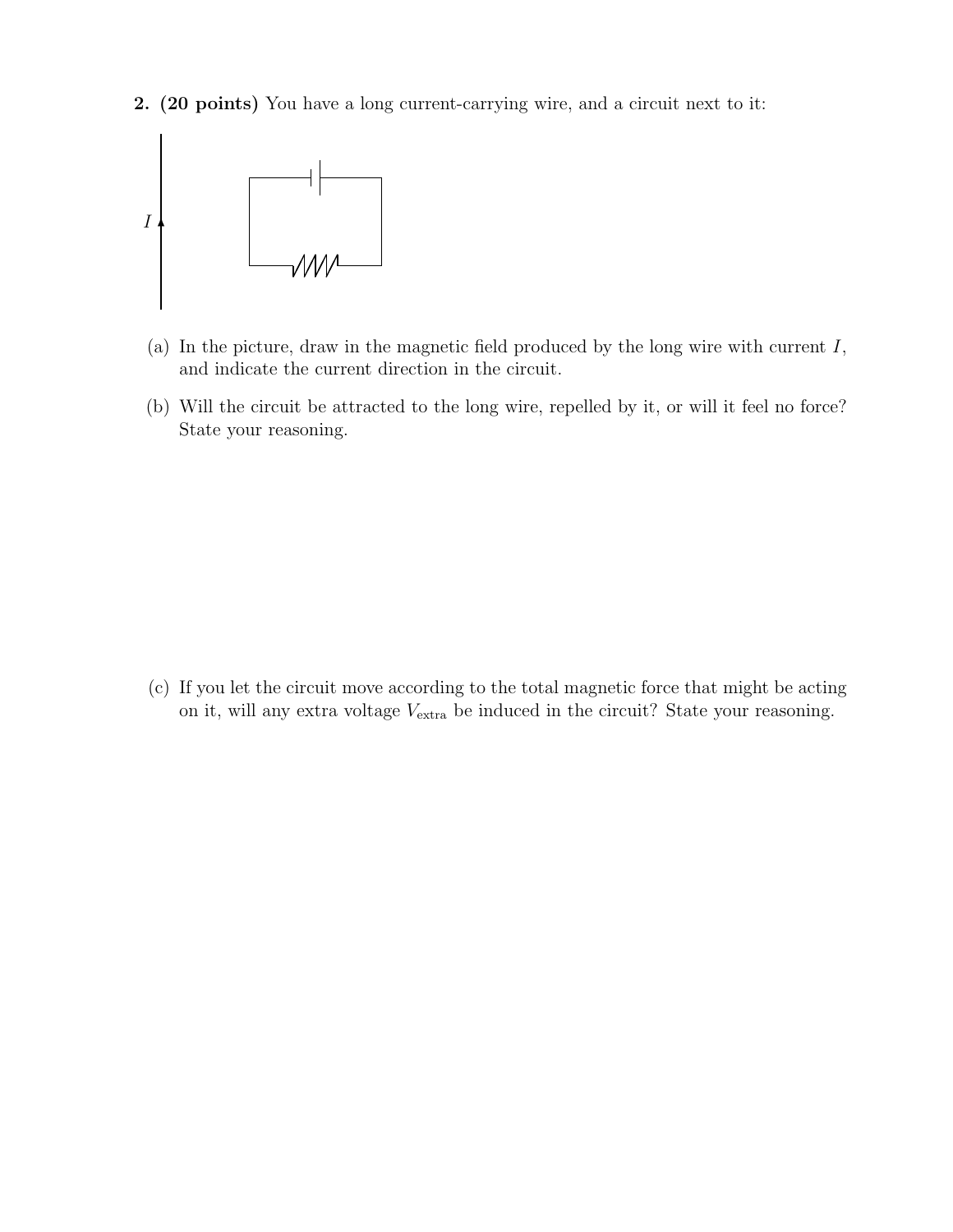**2. (20 points)** You have a long current-carrying wire, and a circuit next to it:

(a) In the picture, draw in the magnetic field produced by the long wire with current $I$, and indicate the current direction in the circuit.

(b) Will the circuit be attracted to the long wire, repelled by it, or will it feel no force? State your reasoning.

(c) If you let the circuit move according to the total magnetic force that might be acting on it, will any extra voltage $V_{\text{extra}}$ be induced in the circuit? State your reasoning.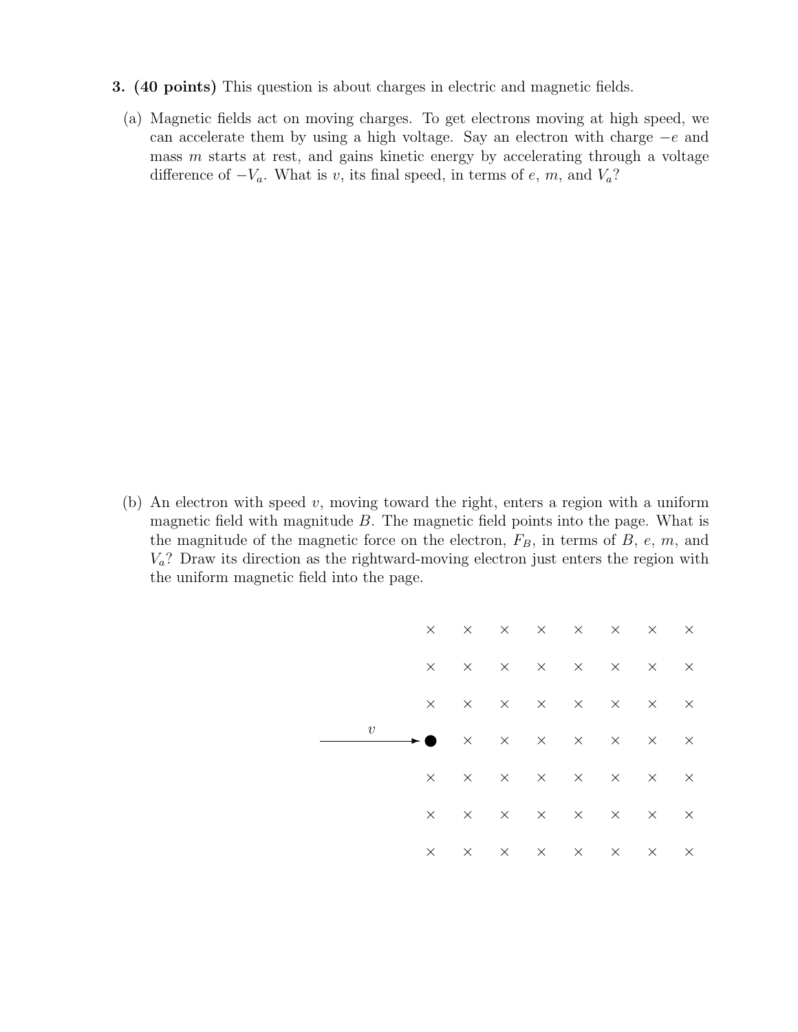**3. (40 points)** This question is about charges in electric and magnetic fields.

(a) Magnetic fields act on moving charges. To get electrons moving at high speed, we can accelerate them by using a high voltage. Say an electron with charge $-e$ and mass $m$ starts at rest, and gains kinetic energy by accelerating through a voltage difference of $-V_a$. What is $v$, its final speed, in terms of $e$, $m$, and $V_a$?

(b) An electron with speed $v$, moving toward the right, enters a region with a uniform magnetic field with magnitude $B$. The magnetic field points into the page. What is the magnitude of the magnetic force on the electron, $F_B$, in terms of $B$, $e$, $m$, and $V_a$? Draw its direction as the rightward-moving electron just enters the region with the uniform magnetic field into the page.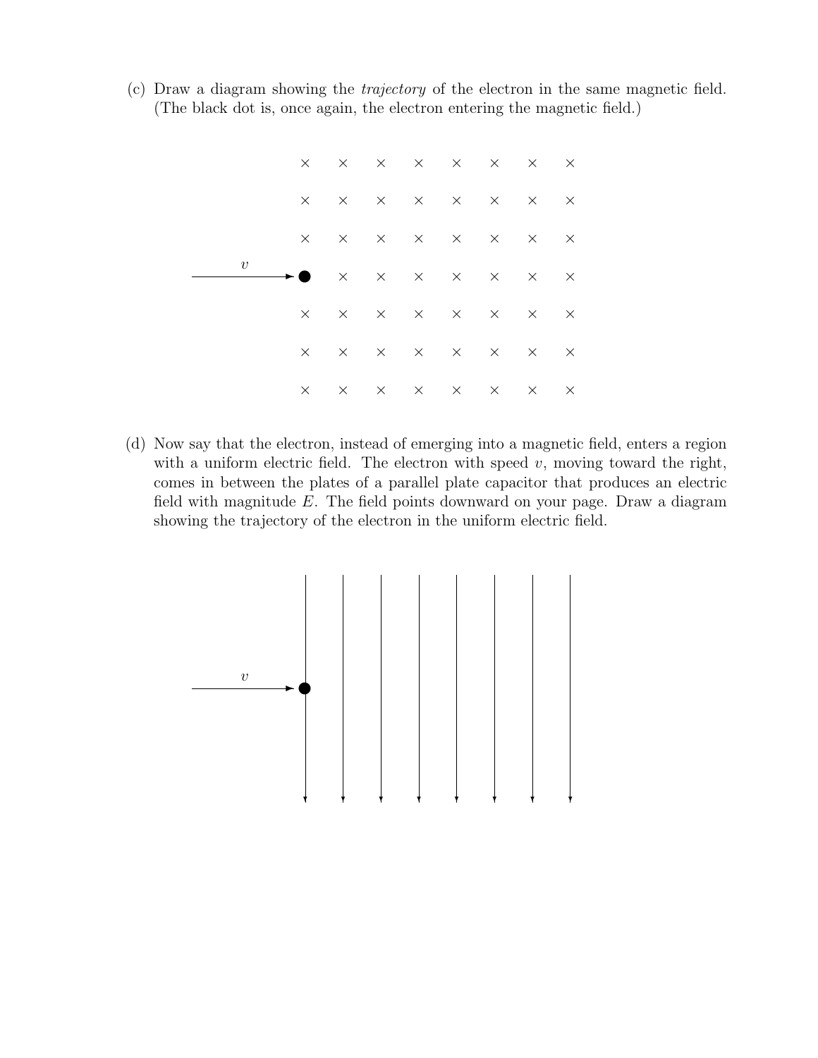(c) Draw a diagram showing the *trajectory* of the electron in the same magnetic field. (The black dot is, once again, the electron entering the magnetic field.)

(d) Now say that the electron, instead of emerging into a magnetic field, enters a region with a uniform electric field. The electron with speed $v$, moving toward the right, comes in between the plates of a parallel plate capacitor that produces an electric field with magnitude $E$. The field points downward on your page. Draw a diagram showing the trajectory of the electron in the uniform electric field.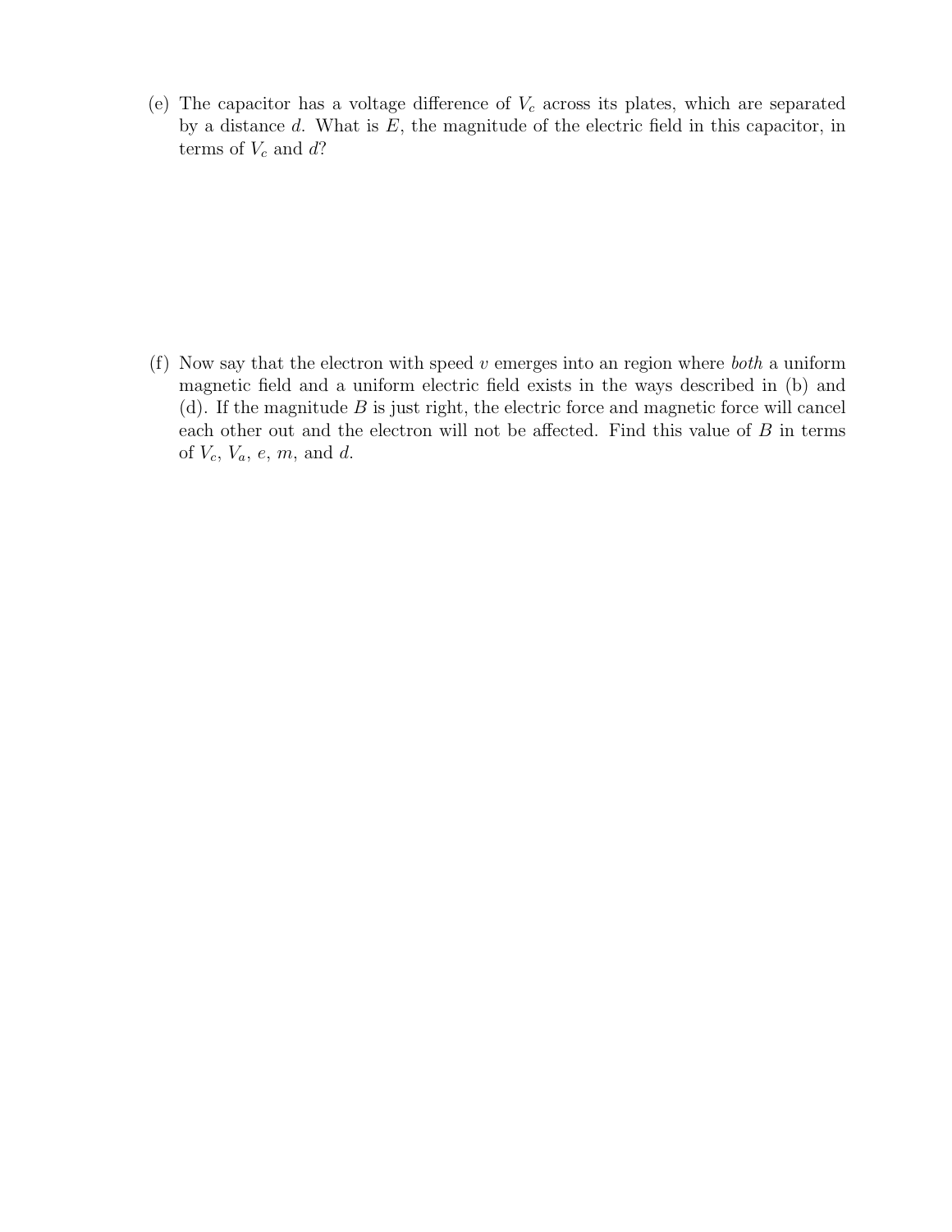(e) The capacitor has a voltage difference of $V_c$ across its plates, which are separated by a distance $d$. What is $E$, the magnitude of the electric field in this capacitor, in terms of $V_c$ and $d$?

(f) Now say that the electron with speed $v$ emerges into an region where *both* a uniform magnetic field and a uniform electric field exists in the ways described in (b) and (d). If the magnitude $B$ is just right, the electric force and magnetic force will cancel each other out and the electron will not be affected. Find this value of $B$ in terms of $V_c$, $V_a$, $e$, $m$, and $d$.